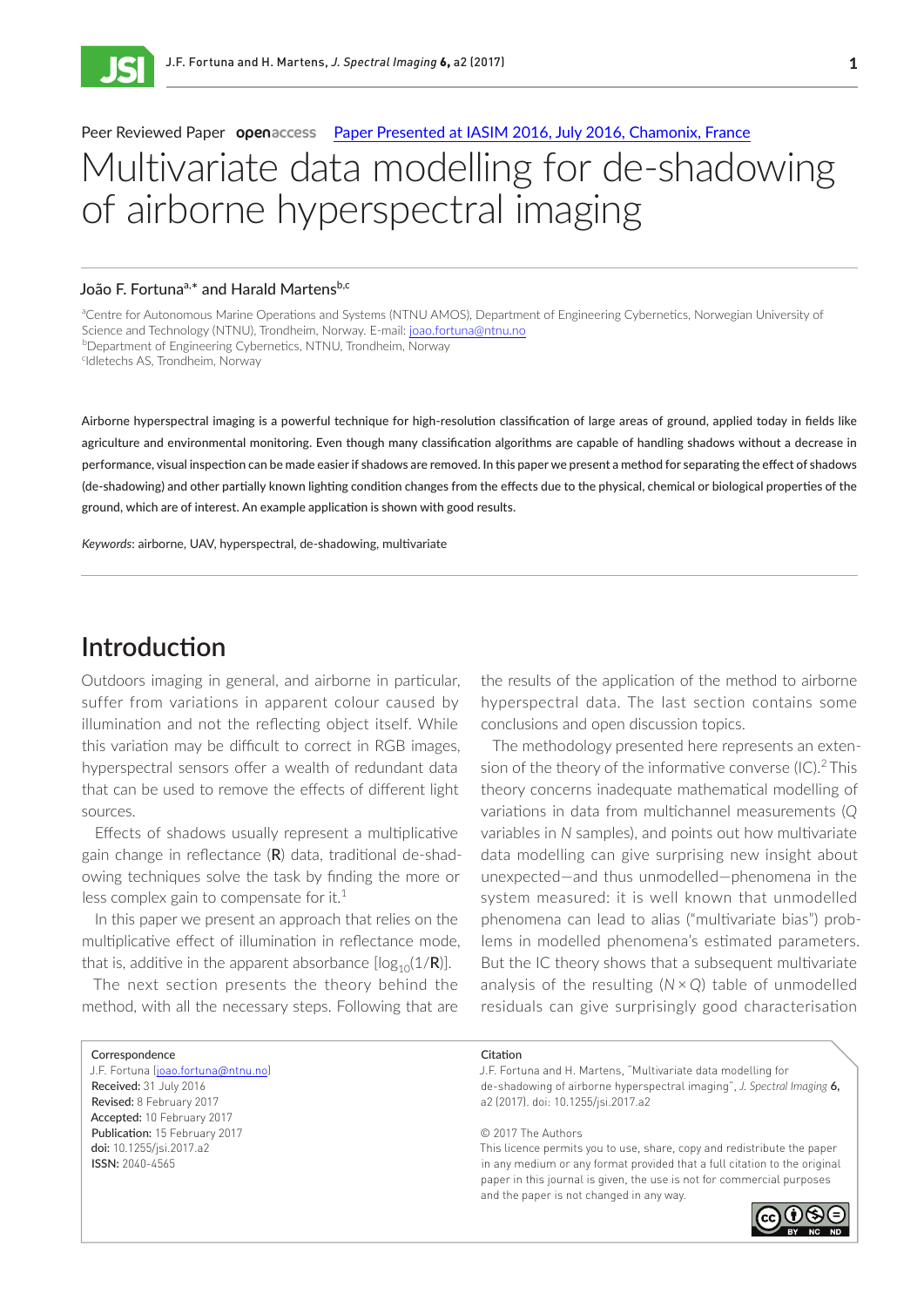Peer Reviewed Paper openaccess Paper Presented at IASIM 2016, July 2016, Chamonix, France

# Multivariate data modelling for de-shadowing of airborne hyperspectral imaging

João F. Fortuna[a,*] and Harald Martens[b,c]

[a]Centre for Autonomous Marine Operations and Systems (NTNU AMOS), Department of Engineering Cybernetics, Norwegian University of Science and Technology (NTNU), Trondheim, Norway. E-mail: joao.fortuna@ntnu.no
[b]Department of Engineering Cybernetics, NTNU, Trondheim, Norway
[c]Idletechs AS, Trondheim, Norway

Airborne hyperspectral imaging is a powerful technique for high-resolution classification of large areas of ground, applied today in fields like agriculture and environmental monitoring. Even though many classification algorithms are capable of handling shadows without a decrease in performance, visual inspection can be made easier if shadows are removed. In this paper we present a method for separating the effect of shadows (de-shadowing) and other partially known lighting condition changes from the effects due to the physical, chemical or biological properties of the ground, which are of interest. An example application is shown with good results.

*Keywords*: airborne, UAV, hyperspectral, de-shadowing, multivariate

## Introduction

Outdoors imaging in general, and airborne in particular, suffer from variations in apparent colour caused by illumination and not the reflecting object itself. While this variation may be difficult to correct in RGB images, hyperspectral sensors offer a wealth of redundant data that can be used to remove the effects of different light sources.

Effects of shadows usually represent a multiplicative gain change in reflectance (**R**) data, traditional de-shadowing techniques solve the task by finding the more or less complex gain to compensate for it.[1]

In this paper we present an approach that relies on the multiplicative effect of illumination in reflectance mode, that is, additive in the apparent absorbance [$\log_{10}(1/\mathbf{R})$].

The next section presents the theory behind the method, with all the necessary steps. Following that are the results of the application of the method to airborne hyperspectral data. The last section contains some conclusions and open discussion topics.

The methodology presented here represents an extension of the theory of the informative converse (IC).[2] This theory concerns inadequate mathematical modelling of variations in data from multichannel measurements ($Q$ variables in $N$ samples), and points out how multivariate data modelling can give surprising new insight about unexpected—and thus unmodelled—phenomena in the system measured: it is well known that unmodelled phenomena can lead to alias ("multivariate bias") problems in modelled phenomena's estimated parameters. But the IC theory shows that a subsequent multivariate analysis of the resulting ($N \times Q$) table of unmodelled residuals can give surprisingly good characterisation

Correspondence
J.F. Fortuna (joao.fortuna@ntnu.no)
**Received:** 31 July 2016
**Revised:** 8 February 2017
**Accepted:** 10 February 2017
**Publication:** 15 February 2017
**doi:** 10.1255/jsi.2017.a2
**ISSN:** 2040-4565

Citation
J.F. Fortuna and H. Martens, "Multivariate data modelling for de-shadowing of airborne hyperspectral imaging", *J. Spectral Imaging* **6**, a2 (2017). doi: 10.1255/jsi.2017.a2

© 2017 The Authors
This licence permits you to use, share, copy and redistribute the paper in any medium or any format provided that a full citation to the original paper in this journal is given, the use is not for commercial purposes and the paper is not changed in any way.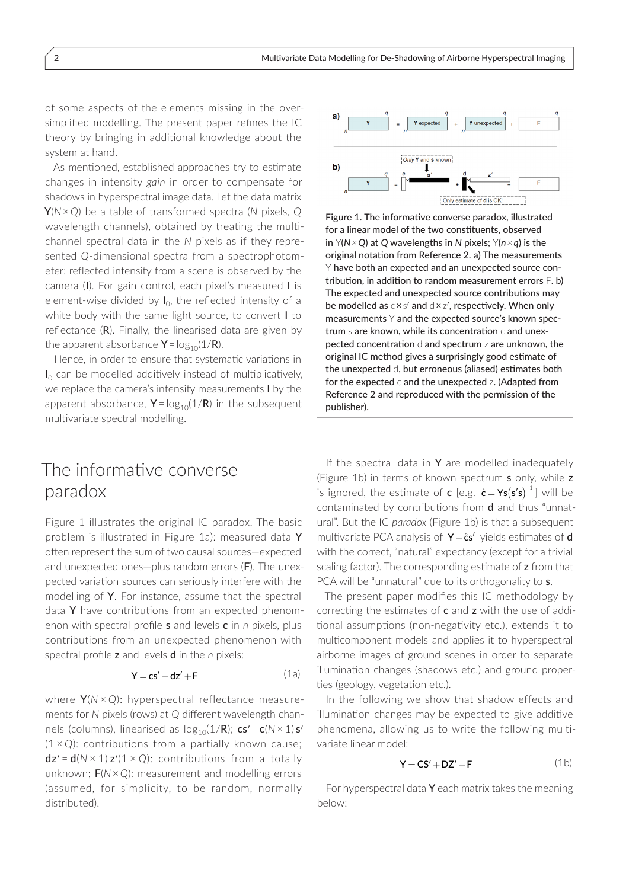of some aspects of the elements missing in the over-simplified modelling. The present paper refines the IC theory by bringing in additional knowledge about the system at hand.

As mentioned, established approaches try to estimate changes in intensity *gain* in order to compensate for shadows in hyperspectral image data. Let the data matrix $\mathbf{Y}(N \times Q)$ be a table of transformed spectra ($N$ pixels, $Q$ wavelength channels), obtained by treating the multi-channel spectral data in the $N$ pixels as if they represented $Q$-dimensional spectra from a spectrophotometer: reflected intensity from a scene is observed by the camera ($\mathbf{I}$). For gain control, each pixel's measured $\mathbf{I}$ is element-wise divided by $\mathbf{I}_0$, the reflected intensity of a white body with the same light source, to convert $\mathbf{I}$ to reflectance ($\mathbf{R}$). Finally, the linearised data are given by the apparent absorbance $\mathbf{Y} = \log_{10}(1/\mathbf{R})$.

Hence, in order to ensure that systematic variations in $\mathbf{I}_0$ can be modelled additively instead of multiplicatively, we replace the camera's intensity measurements $\mathbf{I}$ by the apparent absorbance, $\mathbf{Y} = \log_{10}(1/\mathbf{R})$ in the subsequent multivariate spectral modelling.

Figure 1. The informative converse paradox, illustrated for a linear model of the two constituents, observed in $\mathrm{Y}(N \times Q)$ at $Q$ wavelengths in $N$ pixels; $\mathrm{Y}(n \times q)$ is the original notation from Reference 2. a) The measurements Y have both an expected and an unexpected source contribution, in addition to random measurement errors F. b) The expected and unexpected source contributions may be modelled as $\mathrm{c} \times \mathrm{s}'$ and $\mathrm{d} \times \mathrm{z}'$, respectively. When only measurements Y and the expected source's known spectrum s are known, while its concentration c and unexpected concentration d and spectrum z are unknown, the original IC method gives a surprisingly good estimate of the unexpected d, but erroneous (aliased) estimates both for the expected c and the unexpected z. (Adapted from Reference 2 and reproduced with the permission of the publisher).

## The informative converse paradox

Figure 1 illustrates the original IC paradox. The basic problem is illustrated in Figure 1a): measured data $\mathbf{Y}$ often represent the sum of two causal sources—expected and unexpected ones—plus random errors ($\mathbf{F}$). The unexpected variation sources can seriously interfere with the modelling of $\mathbf{Y}$. For instance, assume that the spectral data $\mathbf{Y}$ have contributions from an expected phenomenon with spectral profile $\mathbf{s}$ and levels $\mathbf{c}$ in $n$ pixels, plus contributions from an unexpected phenomenon with spectral profile $\mathbf{z}$ and levels $\mathbf{d}$ in the $n$ pixels:

$$\mathbf{Y} = \mathbf{c}\mathbf{s}' + \mathbf{d}\mathbf{z}' + \mathbf{F} \tag{1a}$$

where $\mathbf{Y}(N \times Q)$: hyperspectral reflectance measurements for $N$ pixels (rows) at $Q$ different wavelength channels (columns), linearised as $\log_{10}(1/\mathbf{R})$; $\mathbf{cs}' = \mathbf{c}(N \times 1)\,\mathbf{s}'(1 \times Q)$: contributions from a partially known cause; $\mathbf{dz}' = \mathbf{d}(N \times 1)\,\mathbf{z}'(1 \times Q)$: contributions from a totally unknown; $\mathbf{F}(N \times Q)$: measurement and modelling errors (assumed, for simplicity, to be random, normally distributed).

If the spectral data in $\mathbf{Y}$ are modelled inadequately (Figure 1b) in terms of known spectrum $\mathbf{s}$ only, while $\mathbf{z}$ is ignored, the estimate of $\mathbf{c}$ [e.g. $\hat{\mathbf{c}} = \mathbf{Ys}(\mathbf{s}'\mathbf{s})^{-1}$] will be contaminated by contributions from $\mathbf{d}$ and thus "unnatural". But the IC *paradox* (Figure 1b) is that a subsequent multivariate PCA analysis of $\mathbf{Y} - \hat{\mathbf{c}}\mathbf{s}'$ yields estimates of $\mathbf{d}$ with the correct, "natural" expectancy (except for a trivial scaling factor). The corresponding estimate of $\mathbf{z}$ from that PCA will be "unnatural" due to its orthogonality to $\mathbf{s}$.

The present paper modifies this IC methodology by correcting the estimates of $\mathbf{c}$ and $\mathbf{z}$ with the use of additional assumptions (non-negativity etc.), extends it to multicomponent models and applies it to hyperspectral airborne images of ground scenes in order to separate illumination changes (shadows etc.) and ground properties (geology, vegetation etc.).

In the following we show that shadow effects and illumination changes may be expected to give additive phenomena, allowing us to write the following multivariate linear model:

$$\mathbf{Y} = \mathbf{CS}' + \mathbf{DZ}' + \mathbf{F} \tag{1b}$$

For hyperspectral data $\mathbf{Y}$ each matrix takes the meaning below: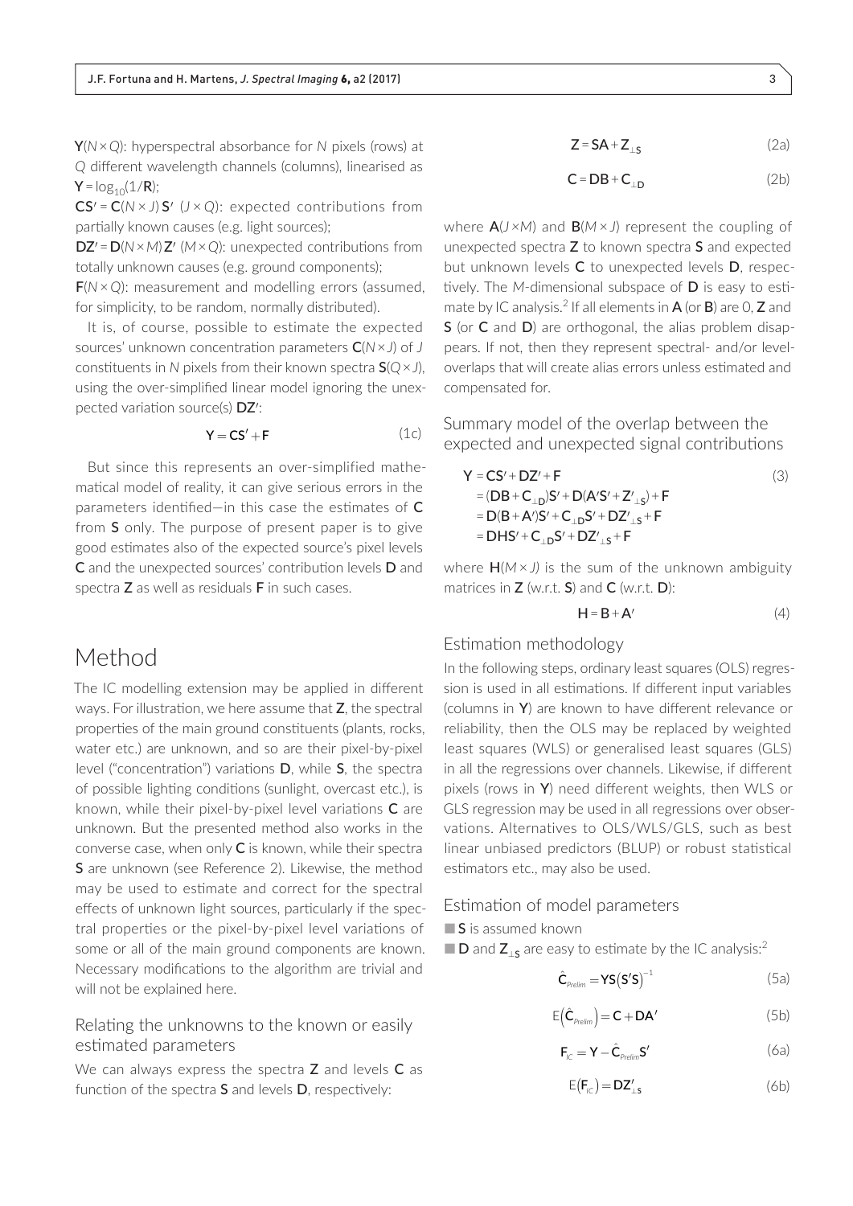$\mathbf{Y}(N \times Q)$: hyperspectral absorbance for $N$ pixels (rows) at $Q$ different wavelength channels (columns), linearised as $\mathbf{Y} = \log_{10}(1/\mathbf{R})$;

$\mathbf{CS}' = \mathbf{C}(N \times J)\,\mathbf{S}'\ (J \times Q)$: expected contributions from partially known causes (e.g. light sources);

$\mathbf{DZ}' = \mathbf{D}(N \times M)\,\mathbf{Z}'\ (M \times Q)$: unexpected contributions from totally unknown causes (e.g. ground components);

$\mathbf{F}(N \times Q)$: measurement and modelling errors (assumed, for simplicity, to be random, normally distributed).

It is, of course, possible to estimate the expected sources' unknown concentration parameters $\mathbf{C}(N \times J)$ of $J$ constituents in $N$ pixels from their known spectra $\mathbf{S}(Q \times J)$, using the over-simplified linear model ignoring the unexpected variation source(s) $\mathbf{DZ}'$:

$$\mathbf{Y} = \mathbf{CS}' + \mathbf{F} \tag{1c}$$

But since this represents an over-simplified mathematical model of reality, it can give serious errors in the parameters identified—in this case the estimates of $\mathbf{C}$ from $\mathbf{S}$ only. The purpose of present paper is to give good estimates also of the expected source's pixel levels $\mathbf{C}$ and the unexpected sources' contribution levels $\mathbf{D}$ and spectra $\mathbf{Z}$ as well as residuals $\mathbf{F}$ in such cases.

# Method

The IC modelling extension may be applied in different ways. For illustration, we here assume that $\mathbf{Z}$, the spectral properties of the main ground constituents (plants, rocks, water etc.) are unknown, and so are their pixel-by-pixel level ("concentration") variations $\mathbf{D}$, while $\mathbf{S}$, the spectra of possible lighting conditions (sunlight, overcast etc.), is known, while their pixel-by-pixel level variations $\mathbf{C}$ are unknown. But the presented method also works in the converse case, when only $\mathbf{C}$ is known, while their spectra $\mathbf{S}$ are unknown (see Reference 2). Likewise, the method may be used to estimate and correct for the spectral effects of unknown light sources, particularly if the spectral properties or the pixel-by-pixel level variations of some or all of the main ground components are known. Necessary modifications to the algorithm are trivial and will not be explained here.

## Relating the unknowns to the known or easily estimated parameters

We can always express the spectra $\mathbf{Z}$ and levels $\mathbf{C}$ as function of the spectra $\mathbf{S}$ and levels $\mathbf{D}$, respectively:

$$\mathbf{Z} = \mathbf{SA} + \mathbf{Z}_{\perp \mathbf{S}} \tag{2a}$$

$$\mathbf{C} = \mathbf{DB} + \mathbf{C}_{\perp \mathbf{D}} \tag{2b}$$

where $\mathbf{A}(J \times M)$ and $\mathbf{B}(M \times J)$ represent the coupling of unexpected spectra $\mathbf{Z}$ to known spectra $\mathbf{S}$ and expected but unknown levels $\mathbf{C}$ to unexpected levels $\mathbf{D}$, respectively. The $M$-dimensional subspace of $\mathbf{D}$ is easy to estimate by IC analysis.[2] If all elements in $\mathbf{A}$ (or $\mathbf{B}$) are 0, $\mathbf{Z}$ and $\mathbf{S}$ (or $\mathbf{C}$ and $\mathbf{D}$) are orthogonal, the alias problem disappears. If not, then they represent spectral- and/or level-overlaps that will create alias errors unless estimated and compensated for.

## Summary model of the overlap between the expected and unexpected signal contributions

$$\begin{aligned}
\mathbf{Y} &= \mathbf{CS}' + \mathbf{DZ}' + \mathbf{F} \\
&= (\mathbf{DB} + \mathbf{C}_{\perp \mathbf{D}})\mathbf{S}' + \mathbf{D}(\mathbf{A}'\mathbf{S}' + \mathbf{Z}'_{\perp \mathbf{S}}) + \mathbf{F} \\
&= \mathbf{D}(\mathbf{B} + \mathbf{A}')\mathbf{S}' + \mathbf{C}_{\perp \mathbf{D}}\mathbf{S}' + \mathbf{DZ}'_{\perp \mathbf{S}} + \mathbf{F} \\
&= \mathbf{DHS}' + \mathbf{C}_{\perp \mathbf{D}}\mathbf{S}' + \mathbf{DZ}'_{\perp \mathbf{S}} + \mathbf{F}
\end{aligned} \tag{3}$$

where $\mathbf{H}(M \times J)$ is the sum of the unknown ambiguity matrices in $\mathbf{Z}$ (w.r.t. $\mathbf{S}$) and $\mathbf{C}$ (w.r.t. $\mathbf{D}$):

$$\mathbf{H} = \mathbf{B} + \mathbf{A}' \tag{4}$$

## Estimation methodology

In the following steps, ordinary least squares (OLS) regression is used in all estimations. If different input variables (columns in $\mathbf{Y}$) are known to have different relevance or reliability, then the OLS may be replaced by weighted least squares (WLS) or generalised least squares (GLS) in all the regressions over channels. Likewise, if different pixels (rows in $\mathbf{Y}$) need different weights, then WLS or GLS regression may be used in all regressions over observations. Alternatives to OLS/WLS/GLS, such as best linear unbiased predictors (BLUP) or robust statistical estimators etc., may also be used.

## Estimation of model parameters

- $\mathbf{S}$ is assumed known
- $\mathbf{D}$ and $\mathbf{Z}_{\perp \mathbf{S}}$ are easy to estimate by the IC analysis:[2]

$$\hat{\mathbf{C}}_{Prelim} = \mathbf{YS}(\mathbf{S}'\mathbf{S})^{-1} \tag{5a}$$

$$\mathrm{E}\left(\hat{\mathbf{C}}_{Prelim}\right) = \mathbf{C} + \mathbf{DA}' \tag{5b}$$

$$\mathbf{F}_{IC} = \mathbf{Y} - \hat{\mathbf{C}}_{Prelim}\mathbf{S}' \tag{6a}$$

$$\mathrm{E}\left(\mathbf{F}_{IC}\right) = \mathbf{DZ}'_{\perp \mathbf{S}} \tag{6b}$$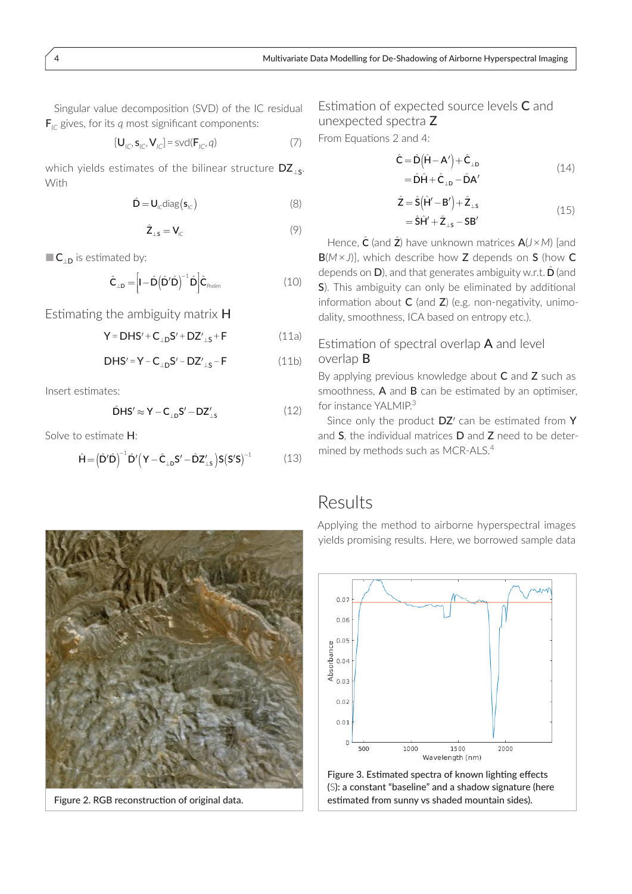Singular value decomposition (SVD) of the IC residual $\mathbf{F}_{IC}$ gives, for its $q$ most significant components:

$$[\mathbf{U}_{IC}, \mathbf{s}_{IC}, \mathbf{V}_{IC}] = \text{svd}(\mathbf{F}_{IC}, q) \tag{7}$$

which yields estimates of the bilinear structure $\mathbf{DZ}_{\perp S}$. With

$$\hat{\mathbf{D}} = \mathbf{U}_{IC}\text{diag}(\mathbf{s}_{IC}) \tag{8}$$

$$\hat{\mathbf{Z}}_{\perp S} = \mathbf{V}_{IC} \tag{9}$$

■ $\mathbf{C}_{\perp D}$ is estimated by:

$$\hat{\mathbf{C}}_{\perp D} = \left[\mathbf{I} - \hat{\mathbf{D}}\left(\hat{\mathbf{D}}'\hat{\mathbf{D}}\right)^{-1}\hat{\mathbf{D}}\right]\hat{\mathbf{C}}_{Prelim} \tag{10}$$

## Estimating the ambiguity matrix H

$$\mathbf{Y} = \mathbf{DHS}' + \mathbf{C}_{\perp D}\mathbf{S}' + \mathbf{DZ}'_{\perp S} + \mathbf{F} \tag{11a}$$

$$\mathbf{DHS}' = \mathbf{Y} - \mathbf{C}_{\perp D}\mathbf{S}' - \mathbf{DZ}'_{\perp S} - \mathbf{F} \tag{11b}$$

Insert estimates:

$$\hat{\mathbf{D}}\mathbf{HS}' \approx \mathbf{Y} - \mathbf{C}_{\perp D}\mathbf{S}' - \mathbf{DZ}'_{\perp S} \tag{12}$$

Solve to estimate $\mathbf{H}$:

$$\hat{\mathbf{H}} = \left(\hat{\mathbf{D}}'\hat{\mathbf{D}}\right)^{-1}\hat{\mathbf{D}}'\left(\mathbf{Y} - \hat{\mathbf{C}}_{\perp D}\mathbf{S}' - \hat{\mathbf{D}}\mathbf{Z}'_{\perp S}\right)\mathbf{S}\left(\mathbf{S}'\mathbf{S}\right)^{-1} \tag{13}$$

## Estimation of expected source levels C and unexpected spectra Z

From Equations 2 and 4:

$$\begin{aligned}\hat{\mathbf{C}} &= \hat{\mathbf{D}}\left(\hat{\mathbf{H}} - \mathbf{A}'\right) + \hat{\mathbf{C}}_{\perp D} \\ &= \hat{\mathbf{D}}\hat{\mathbf{H}} + \hat{\mathbf{C}}_{\perp D} - \hat{\mathbf{D}}\mathbf{A}'\end{aligned} \tag{14}$$

$$\begin{aligned}\hat{\mathbf{Z}} &= \hat{\mathbf{S}}\left(\hat{\mathbf{H}}' - \mathbf{B}'\right) + \hat{\mathbf{Z}}_{\perp S} \\ &= \hat{\mathbf{S}}\hat{\mathbf{H}}' + \hat{\mathbf{Z}}_{\perp S} - \mathbf{S}\mathbf{B}'\end{aligned} \tag{15}$$

Hence, $\hat{\mathbf{C}}$ (and $\hat{\mathbf{Z}}$) have unknown matrices $\mathbf{A}(J \times M)$ [and $\mathbf{B}(M \times J)$], which describe how $\mathbf{Z}$ depends on $\mathbf{S}$ (how $\mathbf{C}$ depends on $\mathbf{D}$), and that generates ambiguity w.r.t. $\hat{\mathbf{D}}$ (and $\mathbf{S}$). This ambiguity can only be eliminated by additional information about $\mathbf{C}$ (and $\mathbf{Z}$) (e.g. non-negativity, unimodality, smoothness, ICA based on entropy etc.).

## Estimation of spectral overlap A and level overlap B

By applying previous knowledge about $\mathbf{C}$ and $\mathbf{Z}$ such as smoothness, $\mathbf{A}$ and $\mathbf{B}$ can be estimated by an optimiser, for instance YALMIP.[3]

Since only the product $\mathbf{DZ}'$ can be estimated from $\mathbf{Y}$ and $\mathbf{S}$, the individual matrices $\mathbf{D}$ and $\mathbf{Z}$ need to be determined by methods such as MCR-ALS.[4]

# Results

Applying the method to airborne hyperspectral images yields promising results. Here, we borrowed sample data

Figure 2. RGB reconstruction of original data.

Figure 3. Estimated spectra of known lighting effects ($\mathbf{S}$): a constant "baseline" and a shadow signature (here estimated from sunny vs shaded mountain sides).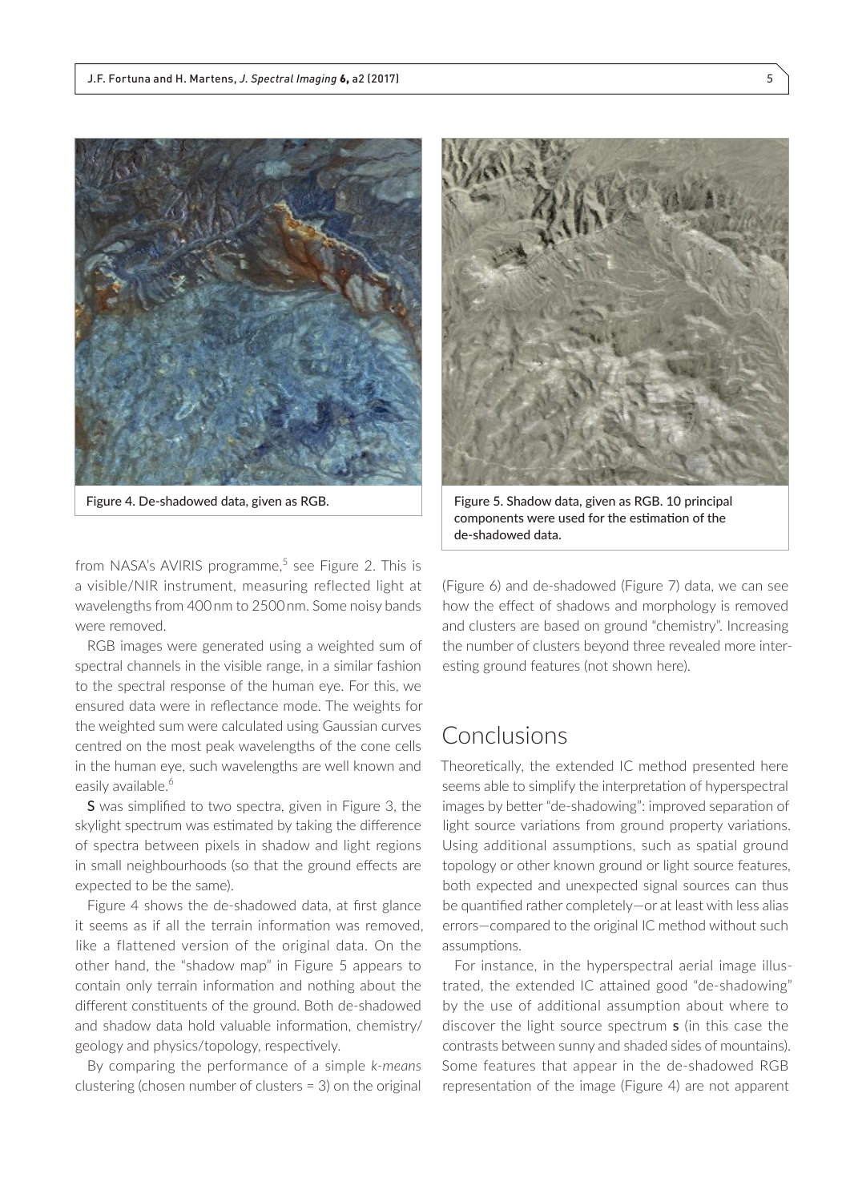Figure 4. De-shadowed data, given as RGB.

Figure 5. Shadow data, given as RGB. 10 principal components were used for the estimation of the de-shadowed data.

from NASA's AVIRIS programme,[5] see Figure 2. This is a visible/NIR instrument, measuring reflected light at wavelengths from 400 nm to 2500 nm. Some noisy bands were removed.

RGB images were generated using a weighted sum of spectral channels in the visible range, in a similar fashion to the spectral response of the human eye. For this, we ensured data were in reflectance mode. The weights for the weighted sum were calculated using Gaussian curves centred on the most peak wavelengths of the cone cells in the human eye, such wavelengths are well known and easily available.[6]

**S** was simplified to two spectra, given in Figure 3, the skylight spectrum was estimated by taking the difference of spectra between pixels in shadow and light regions in small neighbourhoods (so that the ground effects are expected to be the same).

Figure 4 shows the de-shadowed data, at first glance it seems as if all the terrain information was removed, like a flattened version of the original data. On the other hand, the "shadow map" in Figure 5 appears to contain only terrain information and nothing about the different constituents of the ground. Both de-shadowed and shadow data hold valuable information, chemistry/geology and physics/topology, respectively.

By comparing the performance of a simple *k-means* clustering (chosen number of clusters = 3) on the original (Figure 6) and de-shadowed (Figure 7) data, we can see how the effect of shadows and morphology is removed and clusters are based on ground "chemistry". Increasing the number of clusters beyond three revealed more interesting ground features (not shown here).

## Conclusions

Theoretically, the extended IC method presented here seems able to simplify the interpretation of hyperspectral images by better "de-shadowing": improved separation of light source variations from ground property variations. Using additional assumptions, such as spatial ground topology or other known ground or light source features, both expected and unexpected signal sources can thus be quantified rather completely—or at least with less alias errors—compared to the original IC method without such assumptions.

For instance, in the hyperspectral aerial image illustrated, the extended IC attained good "de-shadowing" by the use of additional assumption about where to discover the light source spectrum **s** (in this case the contrasts between sunny and shaded sides of mountains). Some features that appear in the de-shadowed RGB representation of the image (Figure 4) are not apparent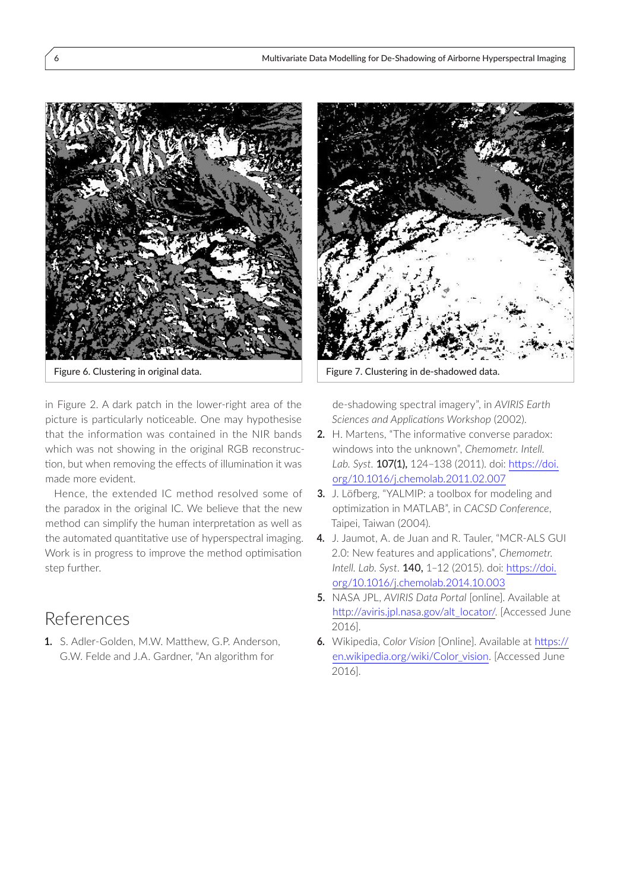Figure 6. Clustering in original data.

Figure 7. Clustering in de-shadowed data.

in Figure 2. A dark patch in the lower-right area of the picture is particularly noticeable. One may hypothesise that the information was contained in the NIR bands which was not showing in the original RGB reconstruction, but when removing the effects of illumination it was made more evident.

Hence, the extended IC method resolved some of the paradox in the original IC. We believe that the new method can simplify the human interpretation as well as the automated quantitative use of hyperspectral imaging. Work is in progress to improve the method optimisation step further.

## References

1. S. Adler-Golden, M.W. Matthew, G.P. Anderson, G.W. Felde and J.A. Gardner, "An algorithm for de-shadowing spectral imagery", in *AVIRIS Earth Sciences and Applications Workshop* (2002).
2. H. Martens, "The informative converse paradox: windows into the unknown", *Chemometr. Intell. Lab. Syst.* **107(1),** 124–138 (2011). doi: https://doi.org/10.1016/j.chemolab.2011.02.007
3. J. Löfberg, "YALMIP: a toolbox for modeling and optimization in MATLAB", in *CACSD Conference*, Taipei, Taiwan (2004).
4. J. Jaumot, A. de Juan and R. Tauler, "MCR-ALS GUI 2.0: New features and applications", *Chemometr. Intell. Lab. Syst.* **140,** 1–12 (2015). doi: https://doi.org/10.1016/j.chemolab.2014.10.003
5. NASA JPL, *AVIRIS Data Portal* [online]. Available at http://aviris.jpl.nasa.gov/alt_locator/. [Accessed June 2016].
6. Wikipedia, *Color Vision* [Online]. Available at https://en.wikipedia.org/wiki/Color_vision. [Accessed June 2016].